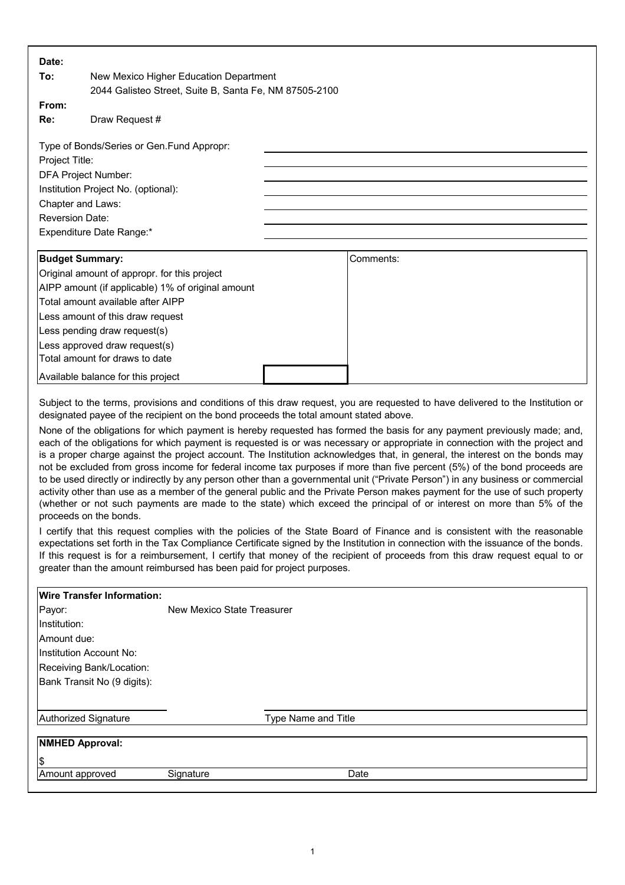**Date:**

**To:** New Mexico Higher Education Department
2044 Galisteo Street, Suite B, Santa Fe, NM 87505-2100

**From:**

**Re:** Draw Request #

| | |
|---|---|
| Type of Bonds/Series or Gen.Fund Appropr: | |
| Project Title: | |
| DFA Project Number: | |
| Institution Project No. (optional): | |
| Chapter and Laws: | |
| Reversion Date: | |
| Expenditure Date Range:* | |

| **Budget Summary:** | | Comments: |
|---|---|---|
| Original amount of appropr. for this project | | |
| AIPP amount (if applicable) 1% of original amount | | |
| Total amount available after AIPP | | |
| Less amount of this draw request | | |
| Less pending draw request(s) | | |
| Less approved draw request(s) | | |
| Total amount for draws to date | | |
| Available balance for this project | | |

Subject to the terms, provisions and conditions of this draw request, you are requested to have delivered to the Institution or designated payee of the recipient on the bond proceeds the total amount stated above.

None of the obligations for which payment is hereby requested has formed the basis for any payment previously made; and, each of the obligations for which payment is requested is or was necessary or appropriate in connection with the project and is a proper charge against the project account. The Institution acknowledges that, in general, the interest on the bonds may not be excluded from gross income for federal income tax purposes if more than five percent (5%) of the bond proceeds are to be used directly or indirectly by any person other than a governmental unit ("Private Person") in any business or commercial activity other than use as a member of the general public and the Private Person makes payment for the use of such property (whether or not such payments are made to the state) which exceed the principal of or interest on more than 5% of the proceeds on the bonds.

I certify that this request complies with the policies of the State Board of Finance and is consistent with the reasonable expectations set forth in the Tax Compliance Certificate signed by the Institution in connection with the issuance of the bonds. If this request is for a reimbursement, I certify that money of the recipient of proceeds from this draw request equal to or greater than the amount reimbursed has been paid for project purposes.

| **Wire Transfer Information:** | |
|---|---|
| Payor: | New Mexico State Treasurer |
| Institution: | |
| Amount due: | |
| Institution Account No: | |
| Receiving Bank/Location: | |
| Bank Transit No (9 digits): | |

| Authorized Signature | Type Name and Title |
|---|---|

| **NMHED Approval:** | | |
|---|---|---|
| $ | | |
| Amount approved | Signature | Date |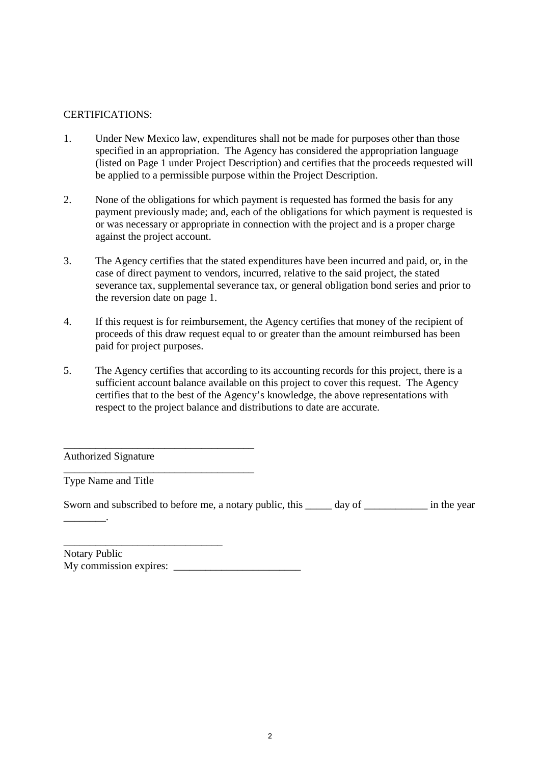CERTIFICATIONS:

1. Under New Mexico law, expenditures shall not be made for purposes other than those specified in an appropriation. The Agency has considered the appropriation language (listed on Page 1 under Project Description) and certifies that the proceeds requested will be applied to a permissible purpose within the Project Description.

2. None of the obligations for which payment is requested has formed the basis for any payment previously made; and, each of the obligations for which payment is requested is or was necessary or appropriate in connection with the project and is a proper charge against the project account.

3. The Agency certifies that the stated expenditures have been incurred and paid, or, in the case of direct payment to vendors, incurred, relative to the said project, the stated severance tax, supplemental severance tax, or general obligation bond series and prior to the reversion date on page 1.

4. If this request is for reimbursement, the Agency certifies that money of the recipient of proceeds of this draw request equal to or greater than the amount reimbursed has been paid for project purposes.

5. The Agency certifies that according to its accounting records for this project, there is a sufficient account balance available on this project to cover this request. The Agency certifies that to the best of the Agency's knowledge, the above representations with respect to the project balance and distributions to date are accurate.

____________________________________
Authorized Signature

____________________________________
Type Name and Title

Sworn and subscribed to before me, a notary public, this _____ day of ____________ in the year ________.

______________________________
Notary Public
My commission expires: ________________________